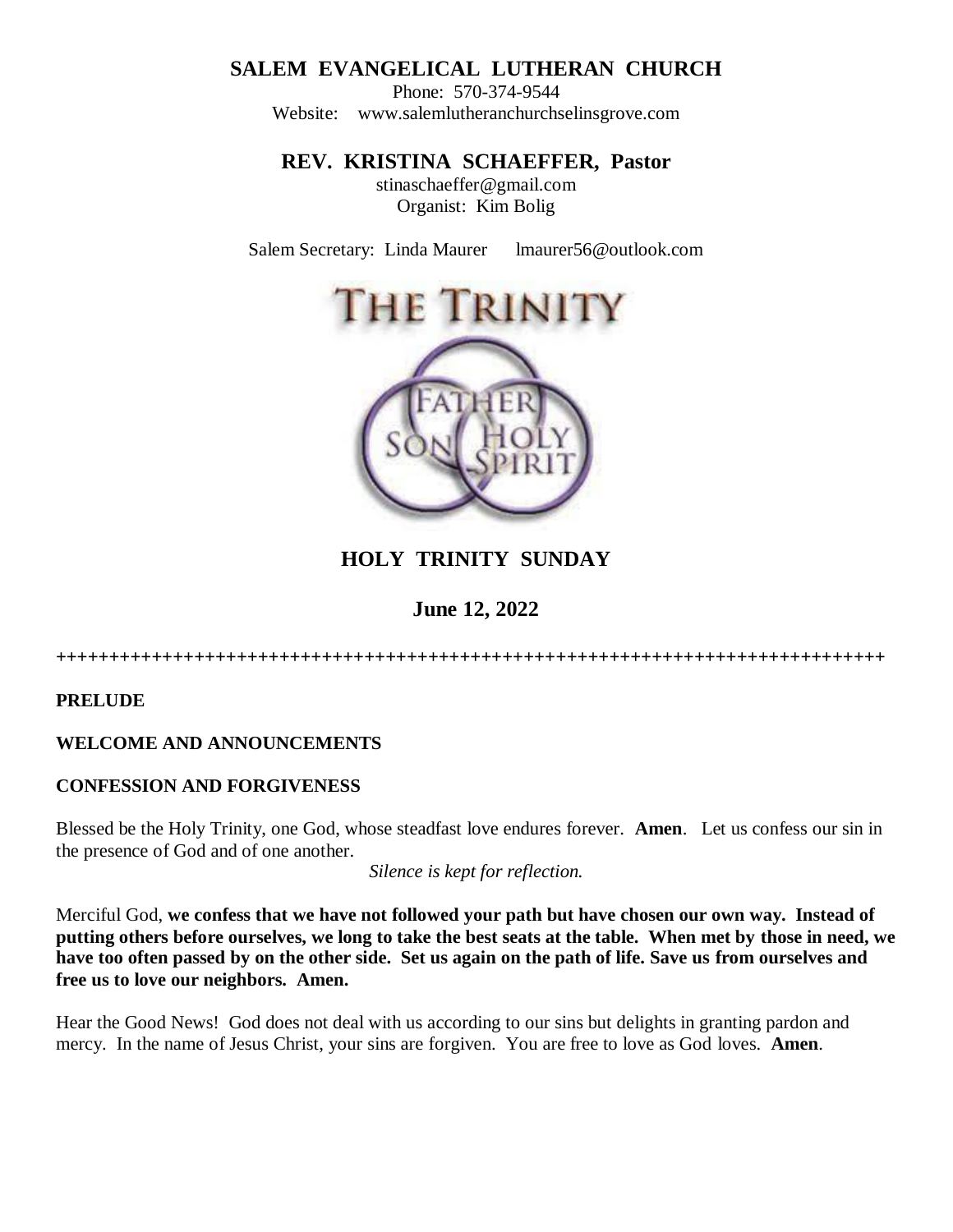# SALEM EVANGELICAL LUTHERAN CHURCH

Phone: 570-374-9544
Website: www.salemlutheranchurchselinsgrove.com

## REV. KRISTINA SCHAEFFER, Pastor

stinaschaeffer@gmail.com
Organist: Kim Bolig

Salem Secretary: Linda Maurer lmaurer56@outlook.com

THE TRINITY

FATHER SON HOLY SPIRIT

## HOLY TRINITY SUNDAY

### June 12, 2022

++++++++++++++++++++++++++++++++++++++++++++++++++++++++++++++++++++++++++++++++

**PRELUDE**

**WELCOME AND ANNOUNCEMENTS**

**CONFESSION AND FORGIVENESS**

Blessed be the Holy Trinity, one God, whose steadfast love endures forever. **Amen**. Let us confess our sin in the presence of God and of one another.

*Silence is kept for reflection.*

Merciful God, **we confess that we have not followed your path but have chosen our own way. Instead of putting others before ourselves, we long to take the best seats at the table. When met by those in need, we have too often passed by on the other side. Set us again on the path of life. Save us from ourselves and free us to love our neighbors. Amen.**

Hear the Good News! God does not deal with us according to our sins but delights in granting pardon and mercy. In the name of Jesus Christ, your sins are forgiven. You are free to love as God loves. **Amen**.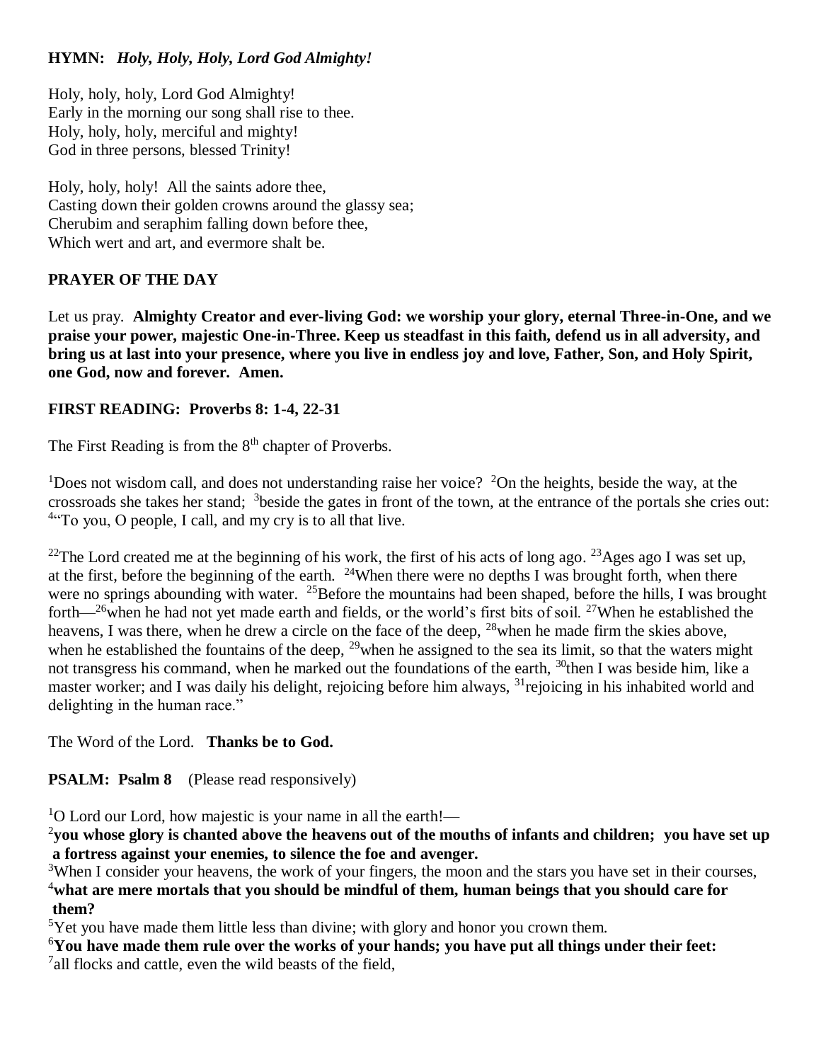**HYMN:** ***Holy, Holy, Holy, Lord God Almighty!***

Holy, holy, holy, Lord God Almighty!
Early in the morning our song shall rise to thee.
Holy, holy, holy, merciful and mighty!
God in three persons, blessed Trinity!

Holy, holy, holy! All the saints adore thee,
Casting down their golden crowns around the glassy sea;
Cherubim and seraphim falling down before thee,
Which wert and art, and evermore shalt be.

**PRAYER OF THE DAY**

Let us pray. **Almighty Creator and ever-living God: we worship your glory, eternal Three-in-One, and we praise your power, majestic One-in-Three. Keep us steadfast in this faith, defend us in all adversity, and bring us at last into your presence, where you live in endless joy and love, Father, Son, and Holy Spirit, one God, now and forever. Amen.**

**FIRST READING: Proverbs 8: 1-4, 22-31**

The First Reading is from the 8th chapter of Proverbs.

[1]Does not wisdom call, and does not understanding raise her voice? [2]On the heights, beside the way, at the crossroads she takes her stand; [3]beside the gates in front of the town, at the entrance of the portals she cries out: [4]"To you, O people, I call, and my cry is to all that live.

[22]The Lord created me at the beginning of his work, the first of his acts of long ago. [23]Ages ago I was set up, at the first, before the beginning of the earth. [24]When there were no depths I was brought forth, when there were no springs abounding with water. [25]Before the mountains had been shaped, before the hills, I was brought forth—[26]when he had not yet made earth and fields, or the world's first bits of soil. [27]When he established the heavens, I was there, when he drew a circle on the face of the deep, [28]when he made firm the skies above, when he established the fountains of the deep, [29]when he assigned to the sea its limit, so that the waters might not transgress his command, when he marked out the foundations of the earth, [30]then I was beside him, like a master worker; and I was daily his delight, rejoicing before him always, [31]rejoicing in his inhabited world and delighting in the human race."

The Word of the Lord. **Thanks be to God.**

**PSALM: Psalm 8** (Please read responsively)

[1]O Lord our Lord, how majestic is your name in all the earth!—
[2]**you whose glory is chanted above the heavens out of the mouths of infants and children; you have set up a fortress against your enemies, to silence the foe and avenger.**
[3]When I consider your heavens, the work of your fingers, the moon and the stars you have set in their courses,
[4]**what are mere mortals that you should be mindful of them, human beings that you should care for them?**
[5]Yet you have made them little less than divine; with glory and honor you crown them.
[6]**You have made them rule over the works of your hands; you have put all things under their feet:**
[7]all flocks and cattle, even the wild beasts of the field,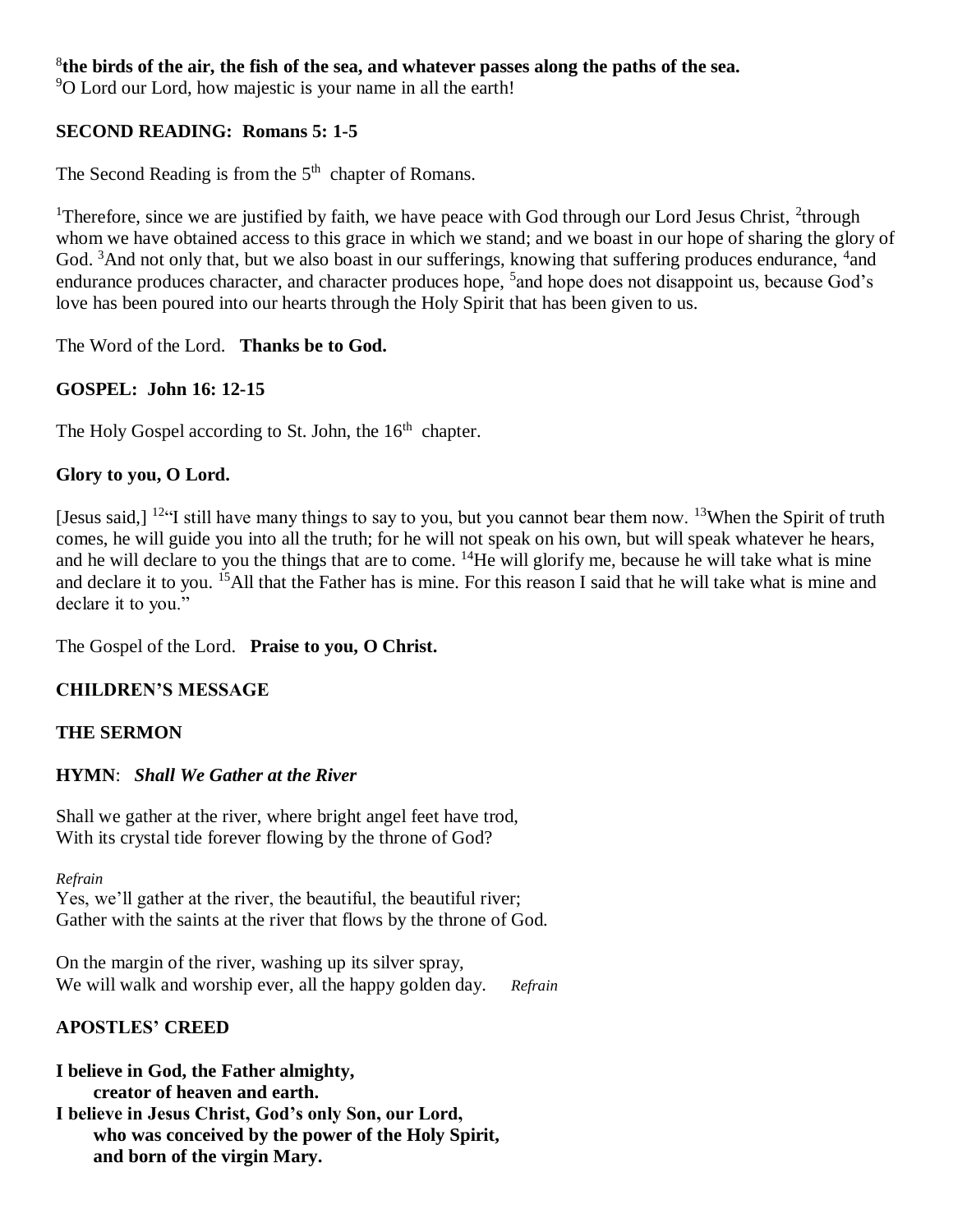[8]**the birds of the air, the fish of the sea, and whatever passes along the paths of the sea.**
[9]O Lord our Lord, how majestic is your name in all the earth!

**SECOND READING: Romans 5: 1-5**

The Second Reading is from the 5th chapter of Romans.

[1]Therefore, since we are justified by faith, we have peace with God through our Lord Jesus Christ, [2]through whom we have obtained access to this grace in which we stand; and we boast in our hope of sharing the glory of God. [3]And not only that, but we also boast in our sufferings, knowing that suffering produces endurance, [4]and endurance produces character, and character produces hope, [5]and hope does not disappoint us, because God's love has been poured into our hearts through the Holy Spirit that has been given to us.

The Word of the Lord. **Thanks be to God.**

**GOSPEL: John 16: 12-15**

The Holy Gospel according to St. John, the 16th chapter.

**Glory to you, O Lord.**

[Jesus said,] [12]"I still have many things to say to you, but you cannot bear them now. [13]When the Spirit of truth comes, he will guide you into all the truth; for he will not speak on his own, but will speak whatever he hears, and he will declare to you the things that are to come. [14]He will glorify me, because he will take what is mine and declare it to you. [15]All that the Father has is mine. For this reason I said that he will take what is mine and declare it to you."

The Gospel of the Lord. **Praise to you, O Christ.**

**CHILDREN'S MESSAGE**

**THE SERMON**

**HYMN**: ***Shall We Gather at the River***

Shall we gather at the river, where bright angel feet have trod,
With its crystal tide forever flowing by the throne of God?

*Refrain*
Yes, we'll gather at the river, the beautiful, the beautiful river;
Gather with the saints at the river that flows by the throne of God.

On the margin of the river, washing up its silver spray,
We will walk and worship ever, all the happy golden day. *Refrain*

**APOSTLES' CREED**

**I believe in God, the Father almighty,**
**creator of heaven and earth.**
**I believe in Jesus Christ, God's only Son, our Lord,**
**who was conceived by the power of the Holy Spirit,**
**and born of the virgin Mary.**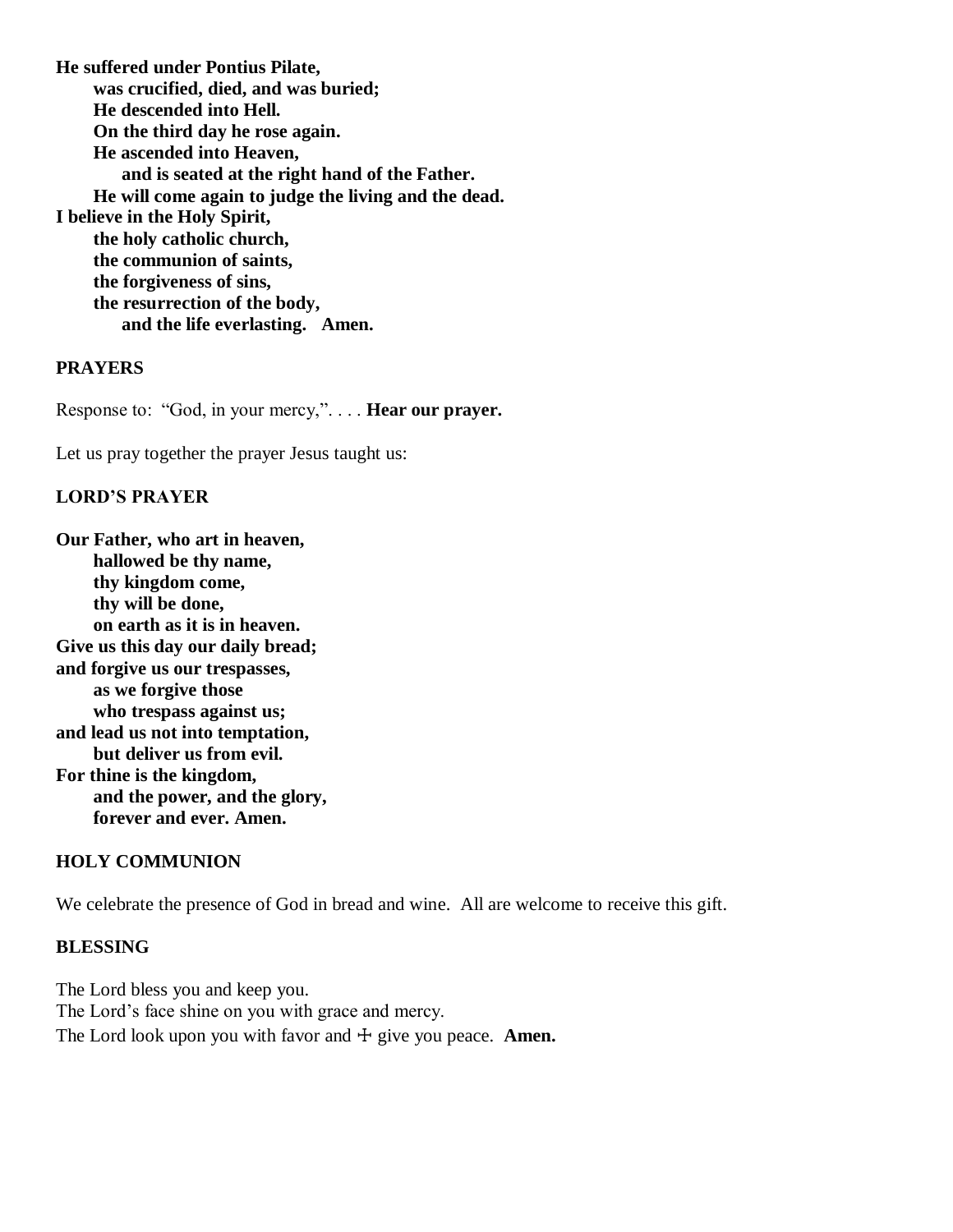**He suffered under Pontius Pilate,**
**was crucified, died, and was buried;**
**He descended into Hell.**
**On the third day he rose again.**
**He ascended into Heaven,**
**and is seated at the right hand of the Father.**
**He will come again to judge the living and the dead.**
**I believe in the Holy Spirit,**
**the holy catholic church,**
**the communion of saints,**
**the forgiveness of sins,**
**the resurrection of the body,**
**and the life everlasting. Amen.**

## PRAYERS

Response to: "God, in your mercy,". . . . **Hear our prayer.**

Let us pray together the prayer Jesus taught us:

## LORD'S PRAYER

**Our Father, who art in heaven,**
**hallowed be thy name,**
**thy kingdom come,**
**thy will be done,**
**on earth as it is in heaven.**
**Give us this day our daily bread;**
**and forgive us our trespasses,**
**as we forgive those**
**who trespass against us;**
**and lead us not into temptation,**
**but deliver us from evil.**
**For thine is the kingdom,**
**and the power, and the glory,**
**forever and ever. Amen.**

## HOLY COMMUNION

We celebrate the presence of God in bread and wine. All are welcome to receive this gift.

## BLESSING

The Lord bless you and keep you.
The Lord's face shine on you with grace and mercy.
The Lord look upon you with favor and ☩ give you peace. **Amen.**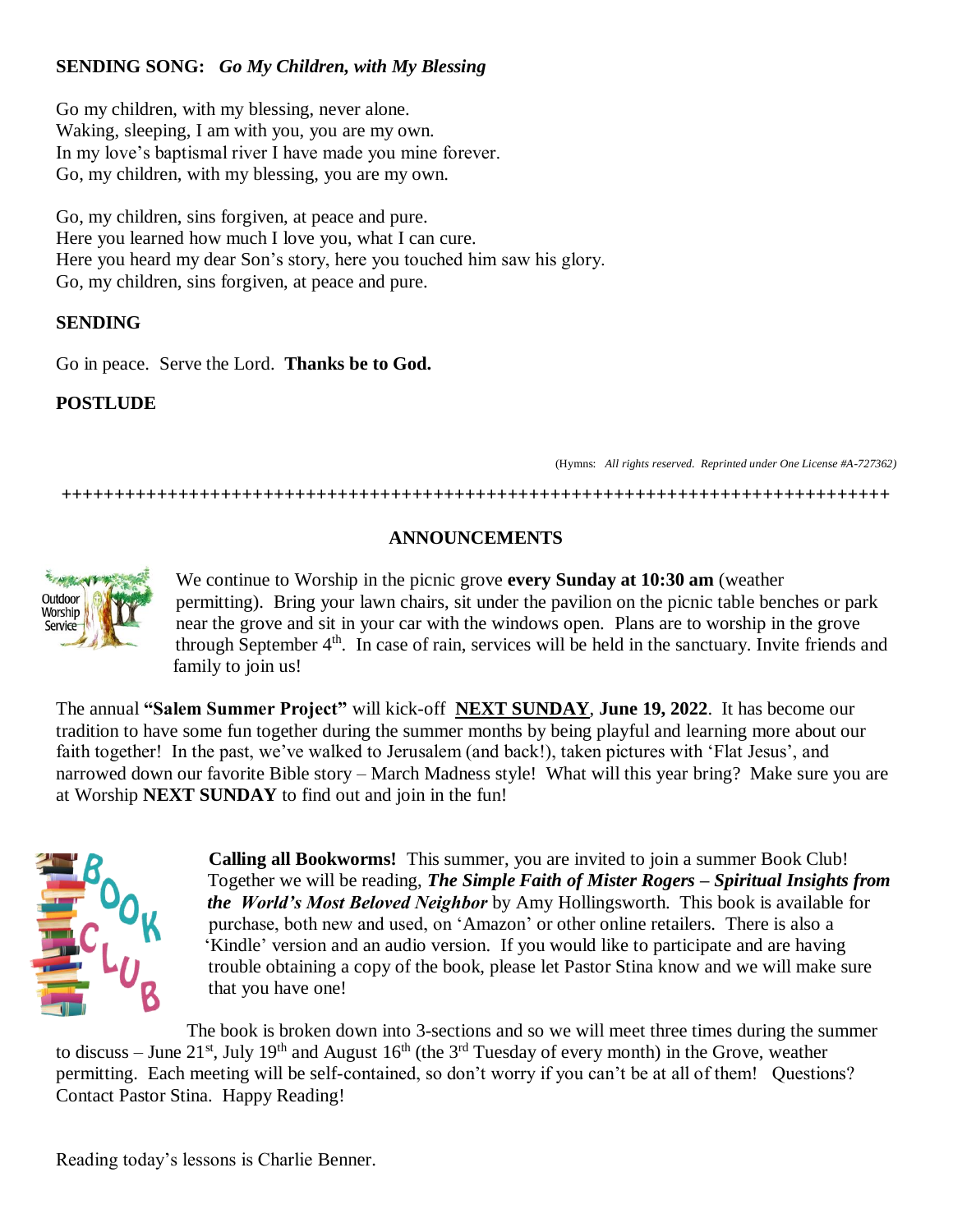**SENDING SONG:** ***Go My Children, with My Blessing***

Go my children, with my blessing, never alone.
Waking, sleeping, I am with you, you are my own.
In my love's baptismal river I have made you mine forever.
Go, my children, with my blessing, you are my own.

Go, my children, sins forgiven, at peace and pure.
Here you learned how much I love you, what I can cure.
Here you heard my dear Son's story, here you touched him saw his glory.
Go, my children, sins forgiven, at peace and pure.

**SENDING**

Go in peace. Serve the Lord. **Thanks be to God.**

**POSTLUDE**

(Hymns: *All rights reserved. Reprinted under One License #A-727362)*

++++++++++++++++++++++++++++++++++++++++++++++++++++++++++++++++++++++++++++++++

**ANNOUNCEMENTS**

We continue to Worship in the picnic grove **every Sunday at 10:30 am** (weather permitting). Bring your lawn chairs, sit under the pavilion on the picnic table benches or park near the grove and sit in your car with the windows open. Plans are to worship in the grove through September 4th. In case of rain, services will be held in the sanctuary. Invite friends and family to join us!

The annual **"Salem Summer Project"** will kick-off **NEXT SUNDAY**, **June 19, 2022**. It has become our tradition to have some fun together during the summer months by being playful and learning more about our faith together! In the past, we've walked to Jerusalem (and back!), taken pictures with 'Flat Jesus', and narrowed down our favorite Bible story – March Madness style! What will this year bring? Make sure you are at Worship **NEXT SUNDAY** to find out and join in the fun!

**Calling all Bookworms!** This summer, you are invited to join a summer Book Club! Together we will be reading, ***The Simple Faith of Mister Rogers – Spiritual Insights from the World's Most Beloved Neighbor*** by Amy Hollingsworth. This book is available for purchase, both new and used, on 'Amazon' or other online retailers. There is also a 'Kindle' version and an audio version. If you would like to participate and are having trouble obtaining a copy of the book, please let Pastor Stina know and we will make sure that you have one!

The book is broken down into 3-sections and so we will meet three times during the summer to discuss – June 21st, July 19th and August 16th (the 3rd Tuesday of every month) in the Grove, weather permitting. Each meeting will be self-contained, so don't worry if you can't be at all of them! Questions? Contact Pastor Stina. Happy Reading!

Reading today's lessons is Charlie Benner.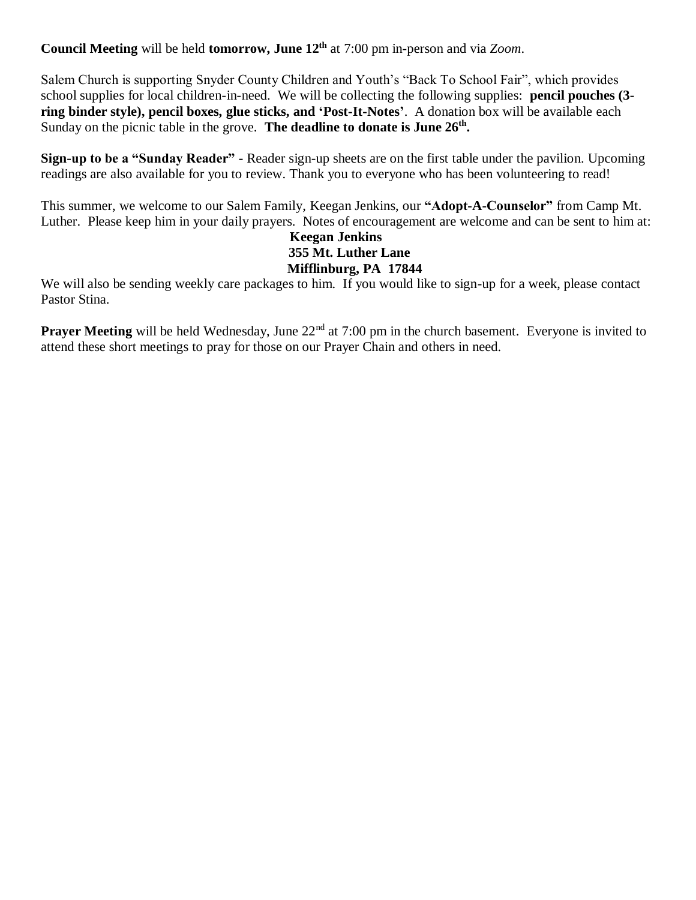**Council Meeting** will be held **tomorrow, June 12th** at 7:00 pm in-person and via *Zoom*.

Salem Church is supporting Snyder County Children and Youth's "Back To School Fair", which provides school supplies for local children-in-need. We will be collecting the following supplies: **pencil pouches (3-ring binder style), pencil boxes, glue sticks, and 'Post-It-Notes'**. A donation box will be available each Sunday on the picnic table in the grove. **The deadline to donate is June 26th.**

**Sign-up to be a "Sunday Reader" -** Reader sign-up sheets are on the first table under the pavilion. Upcoming readings are also available for you to review. Thank you to everyone who has been volunteering to read!

This summer, we welcome to our Salem Family, Keegan Jenkins, our **"Adopt-A-Counselor"** from Camp Mt. Luther. Please keep him in your daily prayers. Notes of encouragement are welcome and can be sent to him at:

**Keegan Jenkins**
**355 Mt. Luther Lane**
**Mifflinburg, PA 17844**

We will also be sending weekly care packages to him. If you would like to sign-up for a week, please contact Pastor Stina.

**Prayer Meeting** will be held Wednesday, June 22nd at 7:00 pm in the church basement. Everyone is invited to attend these short meetings to pray for those on our Prayer Chain and others in need.